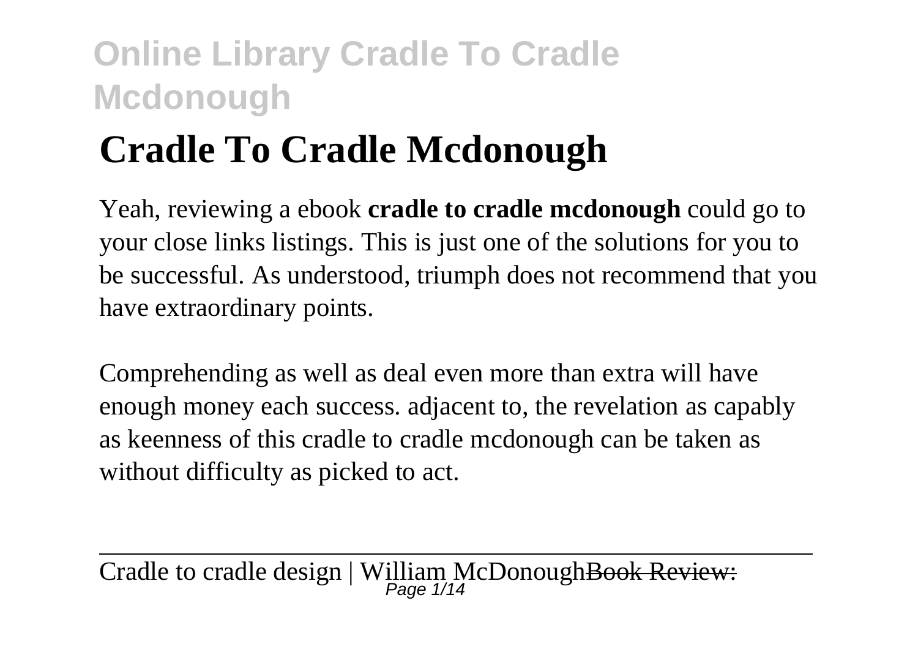# Cradle To Cradle Mcdonough

Yeah, reviewing a ebook **cradle to cradle mcdonough** could go to your close links listings. This is just one of the solutions for you to be successful. As understood, triumph does not recommend that you have extraordinary points.

Comprehending as well as deal even more than extra will have enough money each success. adjacent to, the revelation as capably as keenness of this cradle to cradle mcdonough can be taken as without difficulty as picked to act.

---

Cradle to cradle design | William McDonough~~Book Review:~~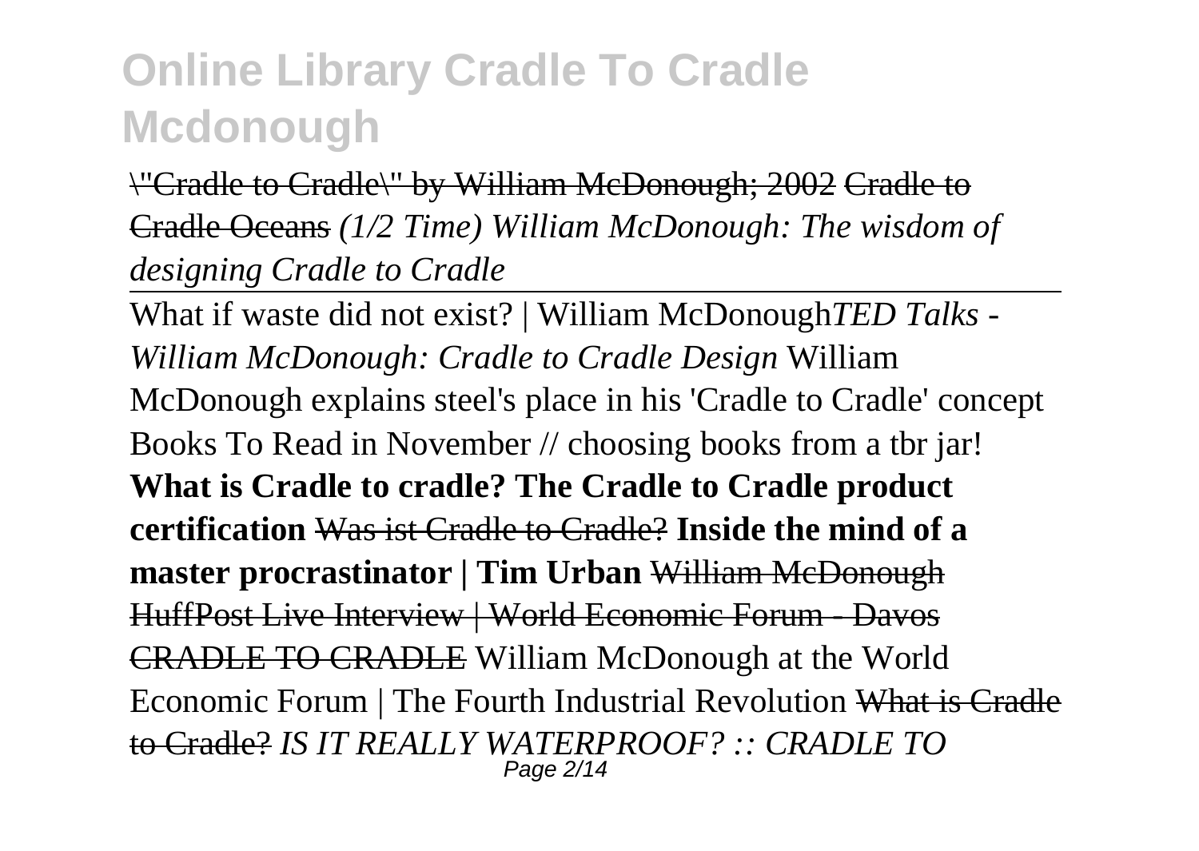# Online Library Cradle To Cradle Mcdonough

~~"Cradle to Cradle" by William McDonough; 2002~~ ~~Cradle to Cradle Oceans~~ *(1/2 Time) William McDonough: The wisdom of designing Cradle to Cradle*

~~What if waste did not exist? | William McDonough~~ *TED Talks - William McDonough: Cradle to Cradle Design* William McDonough explains steel's place in his 'Cradle to Cradle' concept Books To Read in November // choosing books from a tbr jar! **What is Cradle to cradle? The Cradle to Cradle product certification** ~~Was ist Cradle to Cradle?~~ **Inside the mind of a master procrastinator | Tim Urban** ~~William McDonough HuffPost Live Interview | World Economic Forum - Davos CRADLE TO CRADLE~~ William McDonough at the World Economic Forum | The Fourth Industrial Revolution ~~What is Cradle to Cradle?~~ *IS IT REALLY WATERPROOF? :: CRADLE TO*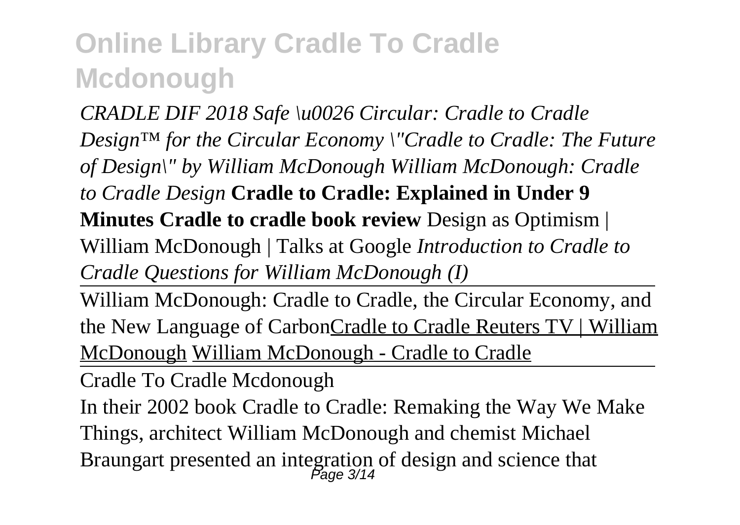# Online Library Cradle To Cradle Mcdonough

*CRADLE DIF 2018 Safe \u0026 Circular: Cradle to Cradle Design™ for the Circular Economy \"Cradle to Cradle: The Future of Design\" by William McDonough William McDonough: Cradle to Cradle Design* **Cradle to Cradle: Explained in Under 9 Minutes Cradle to cradle book review** Design as Optimism | William McDonough | Talks at Google *Introduction to Cradle to Cradle Questions for William McDonough (I)*

William McDonough: Cradle to Cradle, the Circular Economy, and the New Language of Carbon Cradle to Cradle Reuters TV | William McDonough William McDonough - Cradle to Cradle

Cradle To Cradle Mcdonough

In their 2002 book Cradle to Cradle: Remaking the Way We Make Things, architect William McDonough and chemist Michael Braungart presented an integration of design and science that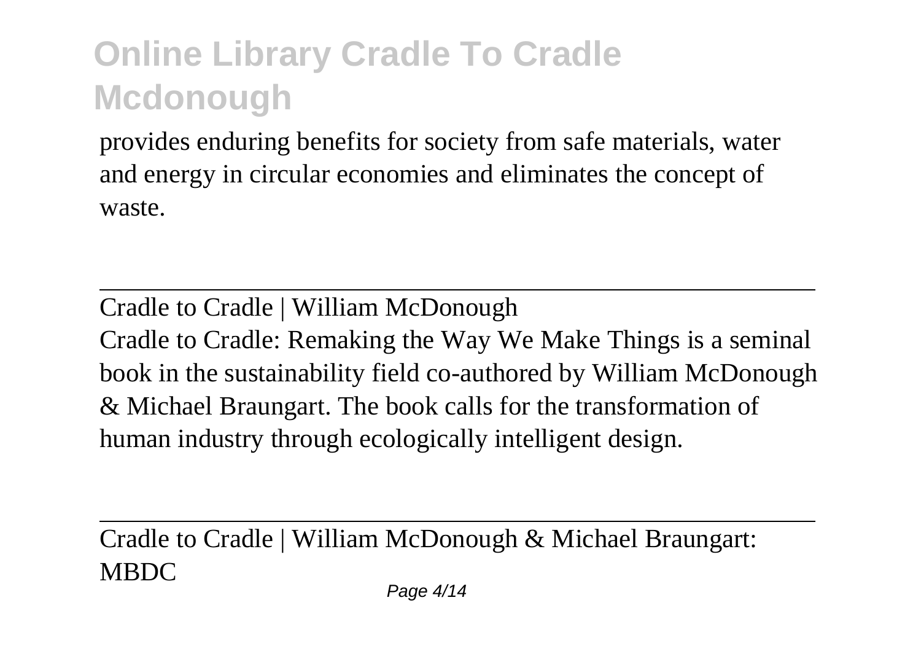provides enduring benefits for society from safe materials, water and energy in circular economies and eliminates the concept of waste.

---

Cradle to Cradle | William McDonough

Cradle to Cradle: Remaking the Way We Make Things is a seminal book in the sustainability field co-authored by William McDonough & Michael Braungart. The book calls for the transformation of human industry through ecologically intelligent design.

---

Cradle to Cradle | William McDonough & Michael Braungart: MBDC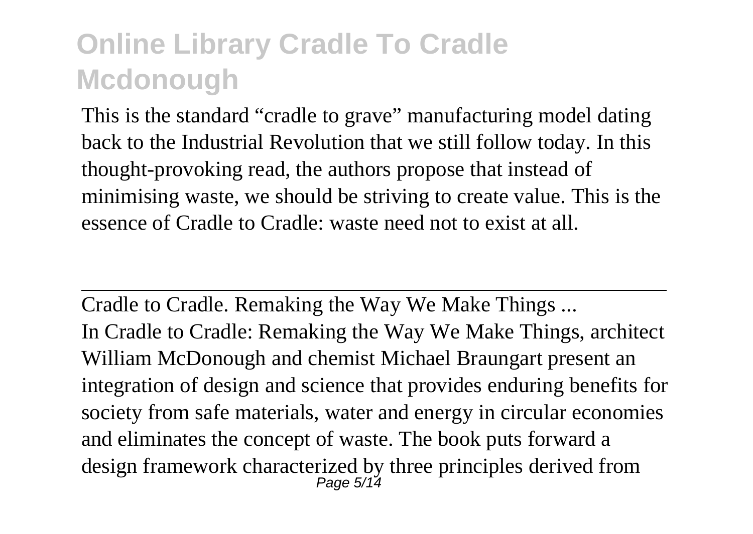This is the standard “cradle to grave” manufacturing model dating back to the Industrial Revolution that we still follow today. In this thought-provoking read, the authors propose that instead of minimising waste, we should be striving to create value. This is the essence of Cradle to Cradle: waste need not to exist at all.

---

Cradle to Cradle. Remaking the Way We Make Things ...

In Cradle to Cradle: Remaking the Way We Make Things, architect William McDonough and chemist Michael Braungart present an integration of design and science that provides enduring benefits for society from safe materials, water and energy in circular economies and eliminates the concept of waste. The book puts forward a design framework characterized by three principles derived from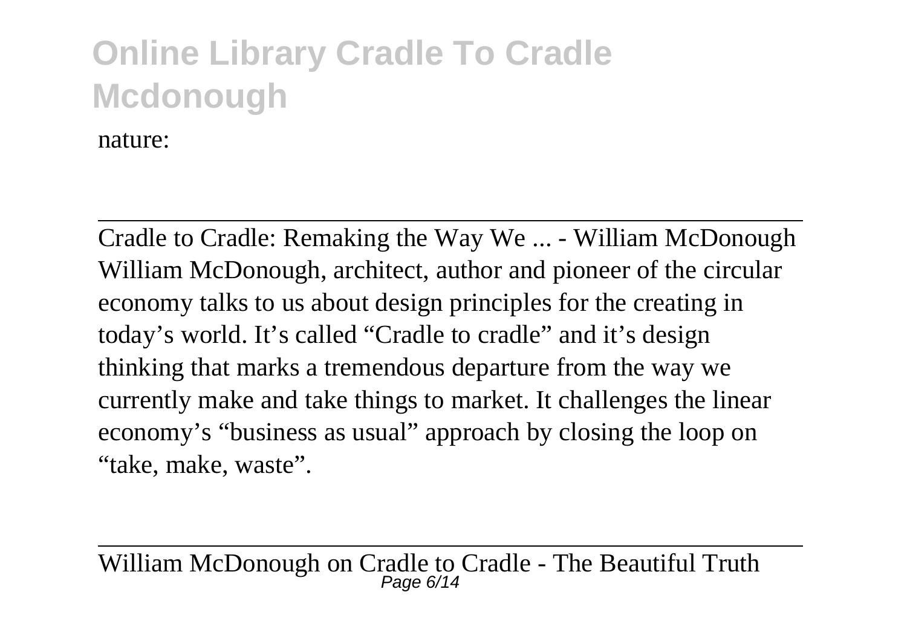nature:

---

Cradle to Cradle: Remaking the Way We ... - William McDonough

William McDonough, architect, author and pioneer of the circular economy talks to us about design principles for the creating in today's world. It's called "Cradle to cradle" and it's design thinking that marks a tremendous departure from the way we currently make and take things to market. It challenges the linear economy's "business as usual" approach by closing the loop on "take, make, waste".

---

William McDonough on Cradle to Cradle - The Beautiful Truth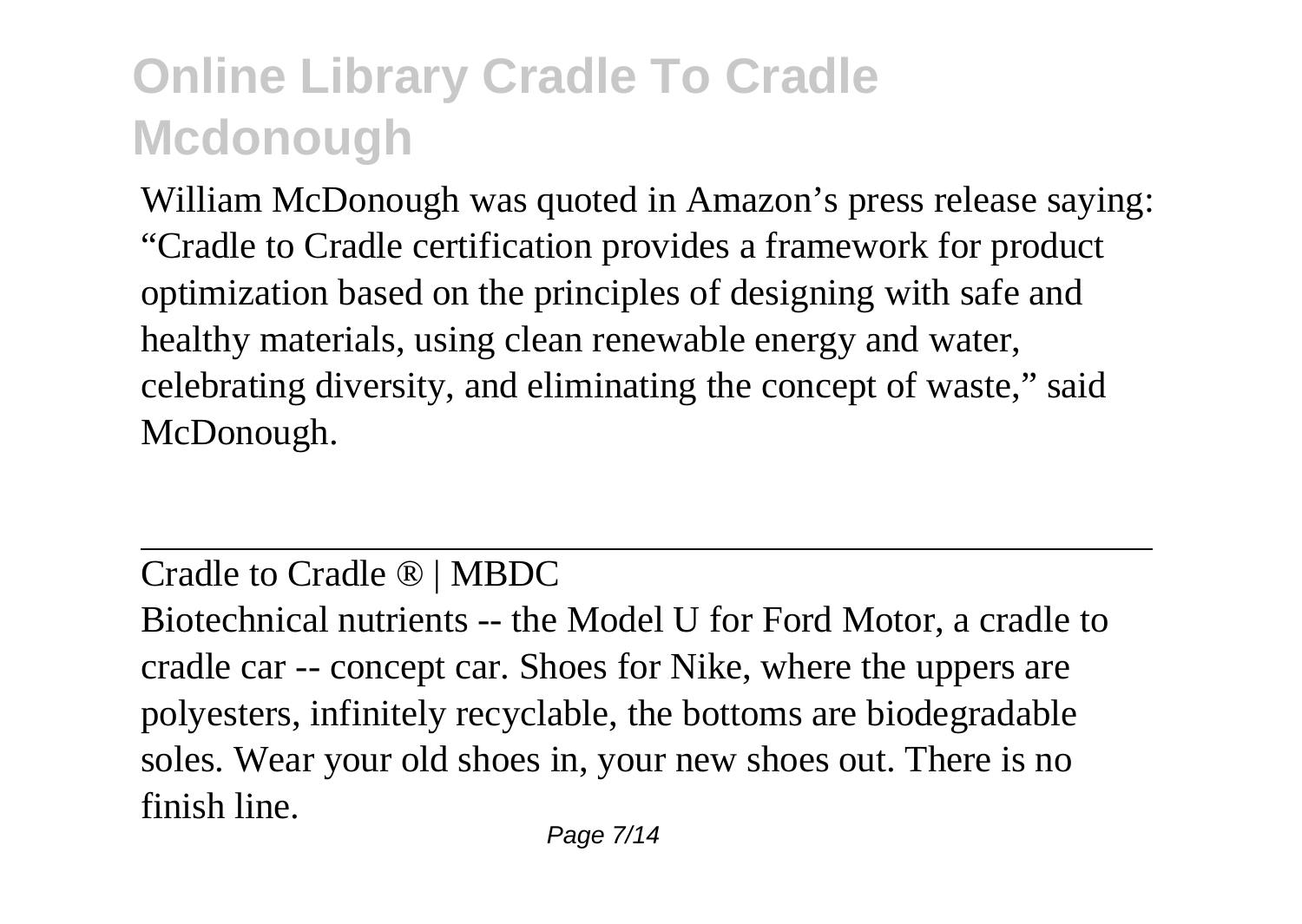William McDonough was quoted in Amazon's press release saying: "Cradle to Cradle certification provides a framework for product optimization based on the principles of designing with safe and healthy materials, using clean renewable energy and water, celebrating diversity, and eliminating the concept of waste," said McDonough.

---

Cradle to Cradle ® | MBDC

Biotechnical nutrients -- the Model U for Ford Motor, a cradle to cradle car -- concept car. Shoes for Nike, where the uppers are polyesters, infinitely recyclable, the bottoms are biodegradable soles. Wear your old shoes in, your new shoes out. There is no finish line.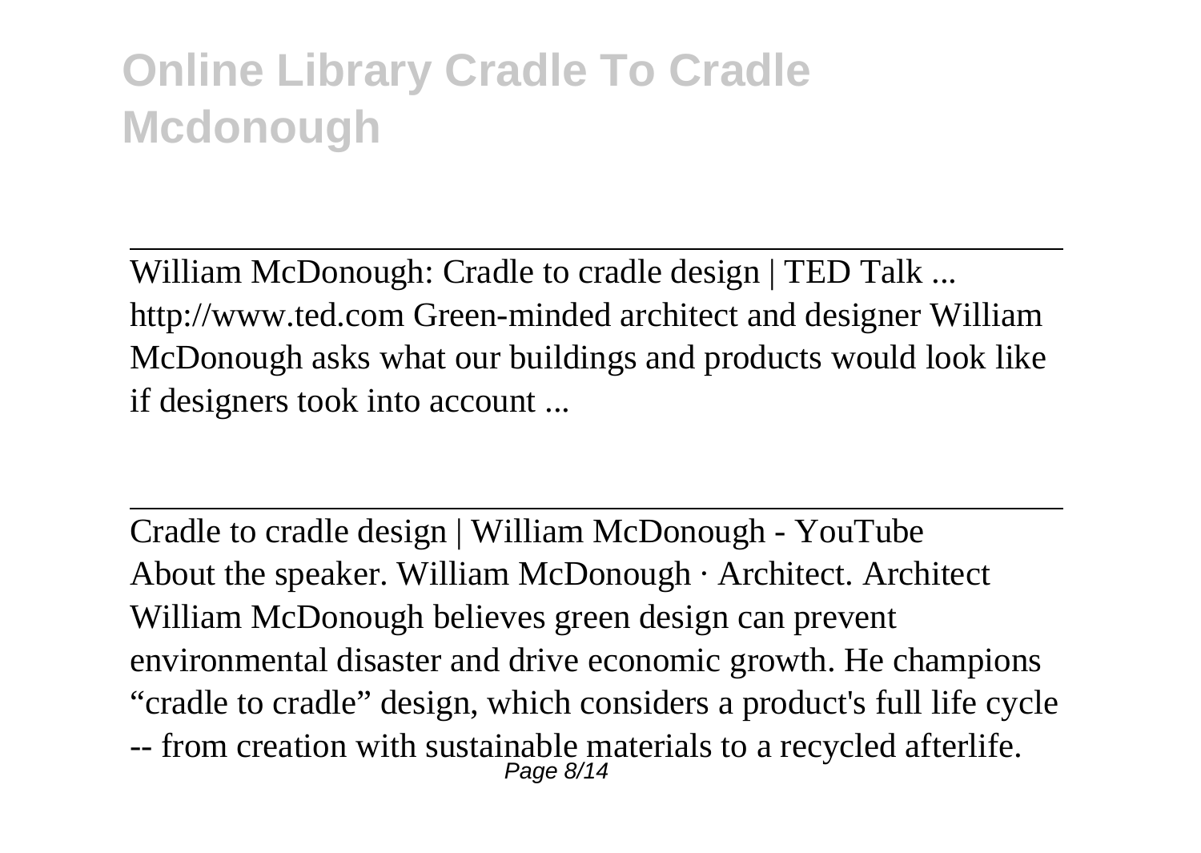William McDonough: Cradle to cradle design | TED Talk ...
http://www.ted.com Green-minded architect and designer William McDonough asks what our buildings and products would look like if designers took into account ...

Cradle to cradle design | William McDonough - YouTube
About the speaker. William McDonough · Architect. Architect William McDonough believes green design can prevent environmental disaster and drive economic growth. He champions "cradle to cradle" design, which considers a product's full life cycle -- from creation with sustainable materials to a recycled afterlife.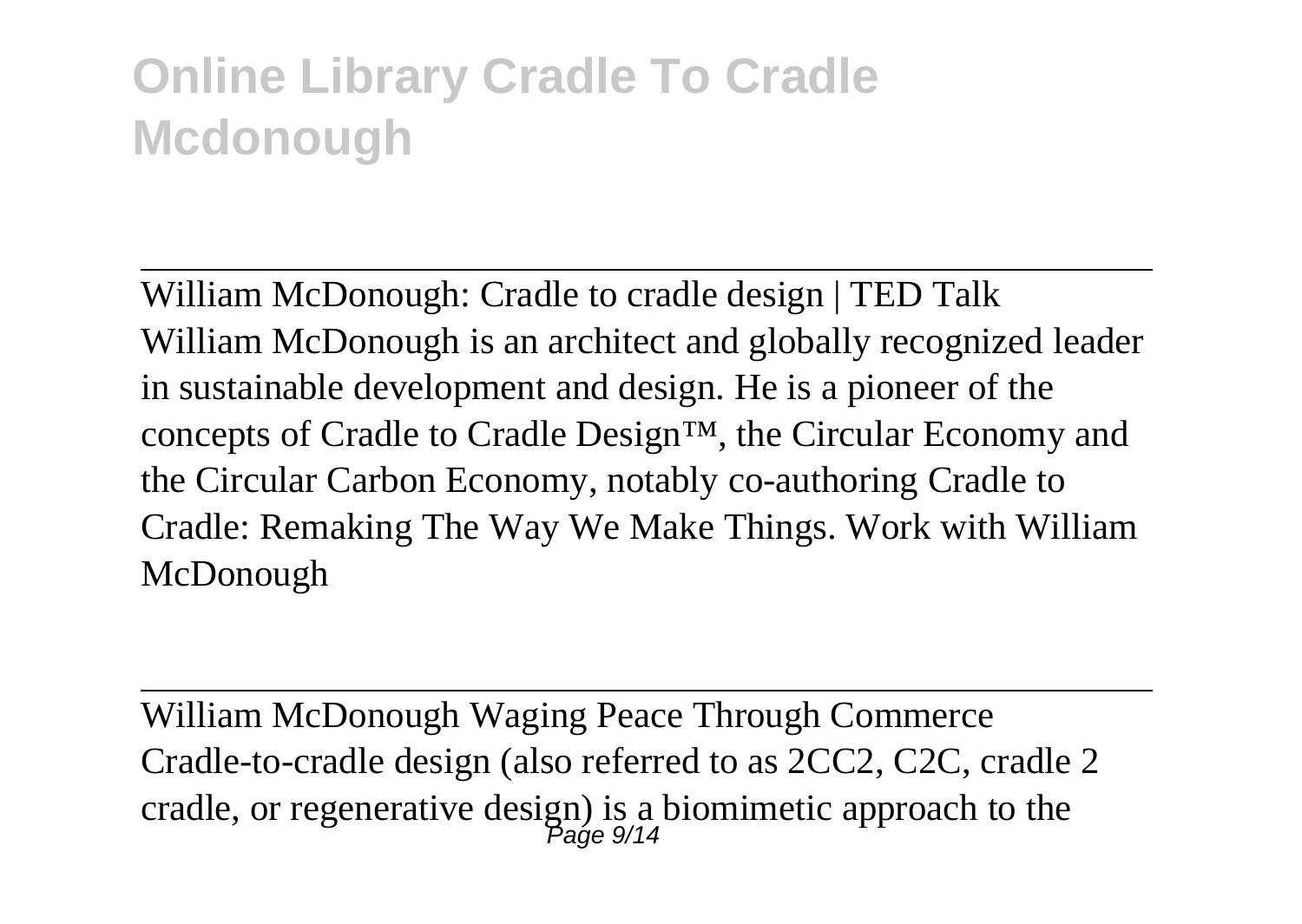William McDonough: Cradle to cradle design | TED Talk
William McDonough is an architect and globally recognized leader in sustainable development and design. He is a pioneer of the concepts of Cradle to Cradle Design™, the Circular Economy and the Circular Carbon Economy, notably co-authoring Cradle to Cradle: Remaking The Way We Make Things. Work with William McDonough

---

William McDonough Waging Peace Through Commerce
Cradle-to-cradle design (also referred to as 2CC2, C2C, cradle 2 cradle, or regenerative design) is a biomimetic approach to the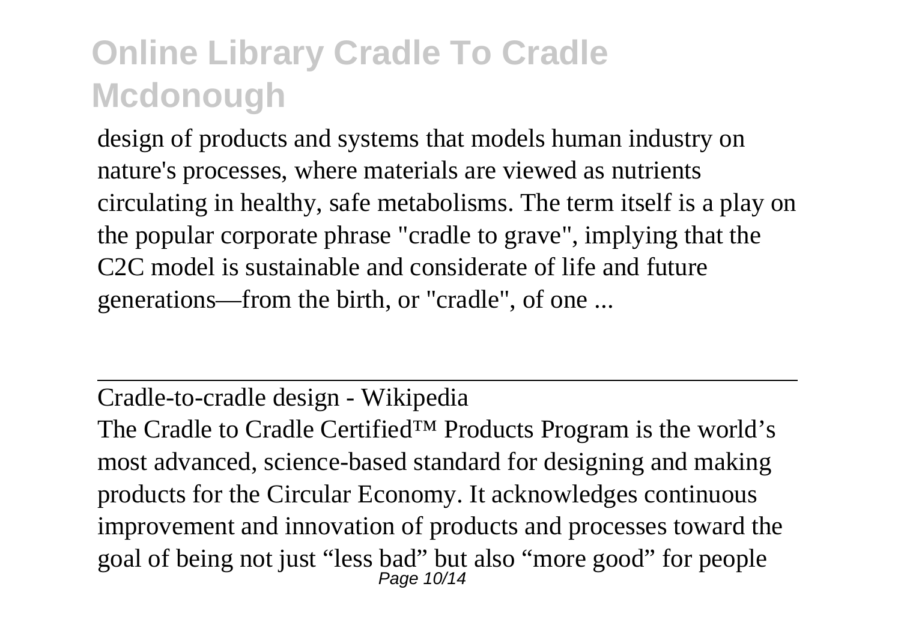design of products and systems that models human industry on nature's processes, where materials are viewed as nutrients circulating in healthy, safe metabolisms. The term itself is a play on the popular corporate phrase "cradle to grave", implying that the C2C model is sustainable and considerate of life and future generations—from the birth, or "cradle", of one ...

---

Cradle-to-cradle design - Wikipedia

The Cradle to Cradle Certified™ Products Program is the world's most advanced, science-based standard for designing and making products for the Circular Economy. It acknowledges continuous improvement and innovation of products and processes toward the goal of being not just "less bad" but also "more good" for people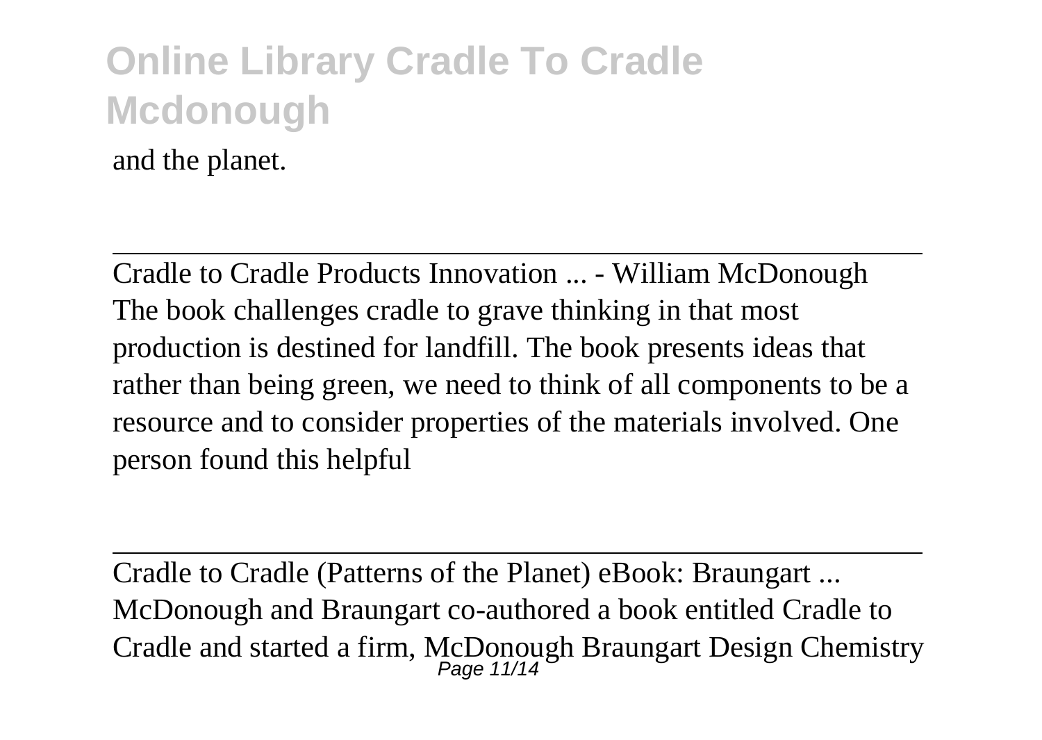and the planet.

---

Cradle to Cradle Products Innovation ... - William McDonough

The book challenges cradle to grave thinking in that most production is destined for landfill. The book presents ideas that rather than being green, we need to think of all components to be a resource and to consider properties of the materials involved. One person found this helpful

---

Cradle to Cradle (Patterns of the Planet) eBook: Braungart ...

McDonough and Braungart co-authored a book entitled Cradle to Cradle and started a firm, McDonough Braungart Design Chemistry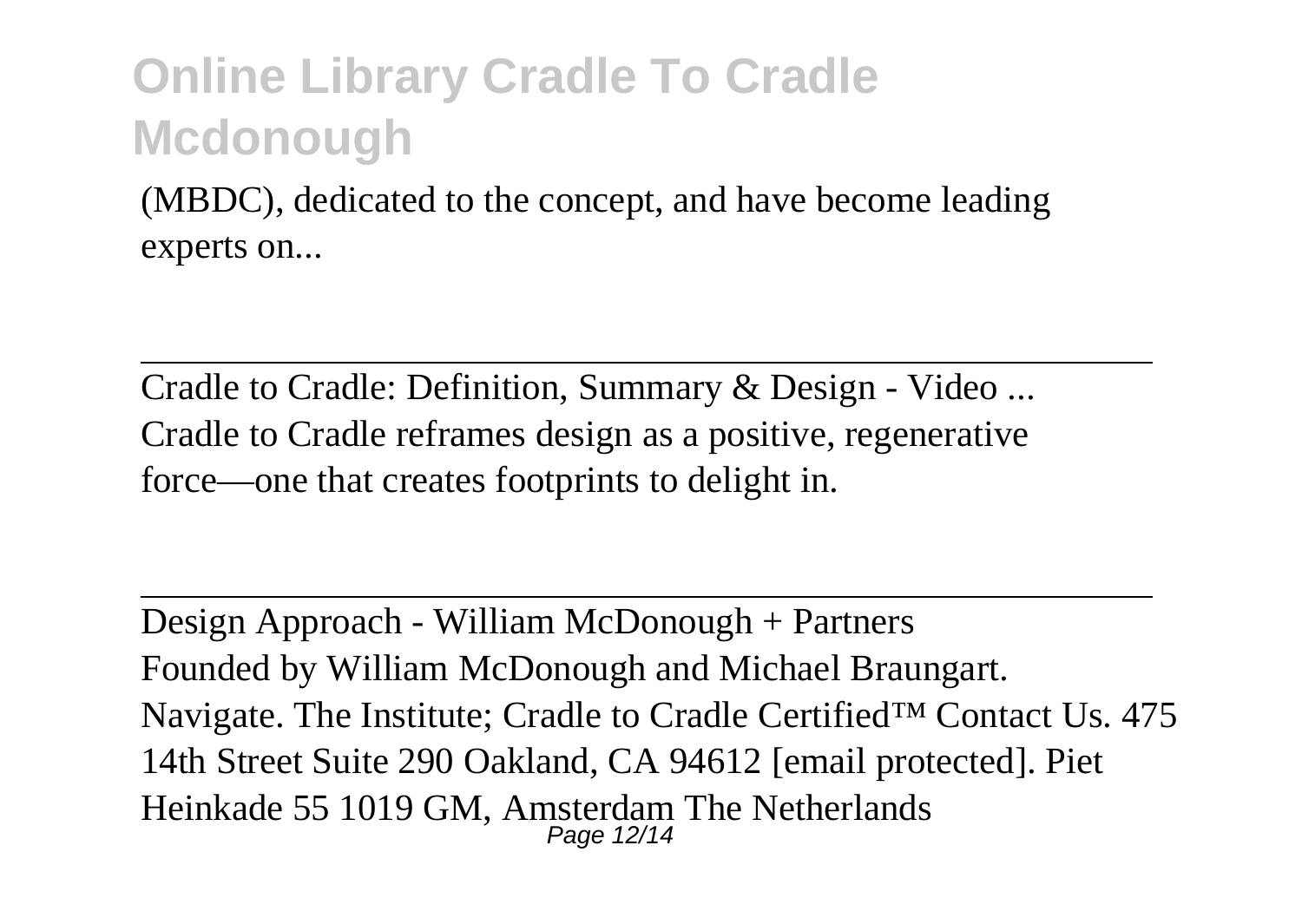(MBDC), dedicated to the concept, and have become leading experts on...

---

Cradle to Cradle: Definition, Summary & Design - Video ...
Cradle to Cradle reframes design as a positive, regenerative force—one that creates footprints to delight in.

---

Design Approach - William McDonough + Partners
Founded by William McDonough and Michael Braungart. Navigate. The Institute; Cradle to Cradle Certified™ Contact Us. 475 14th Street Suite 290 Oakland, CA 94612 [email protected]. Piet Heinkade 55 1019 GM, Amsterdam The Netherlands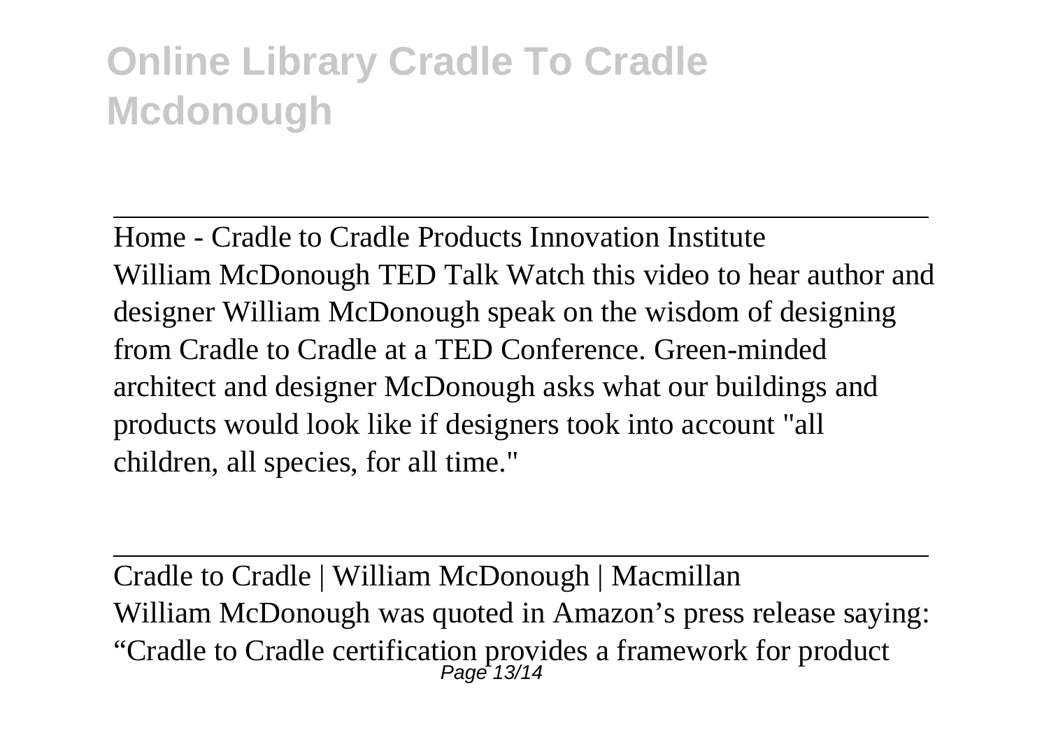Home - Cradle to Cradle Products Innovation Institute

William McDonough TED Talk Watch this video to hear author and designer William McDonough speak on the wisdom of designing from Cradle to Cradle at a TED Conference. Green-minded architect and designer McDonough asks what our buildings and products would look like if designers took into account "all children, all species, for all time."

---

Cradle to Cradle | William McDonough | Macmillan

William McDonough was quoted in Amazon's press release saying: "Cradle to Cradle certification provides a framework for product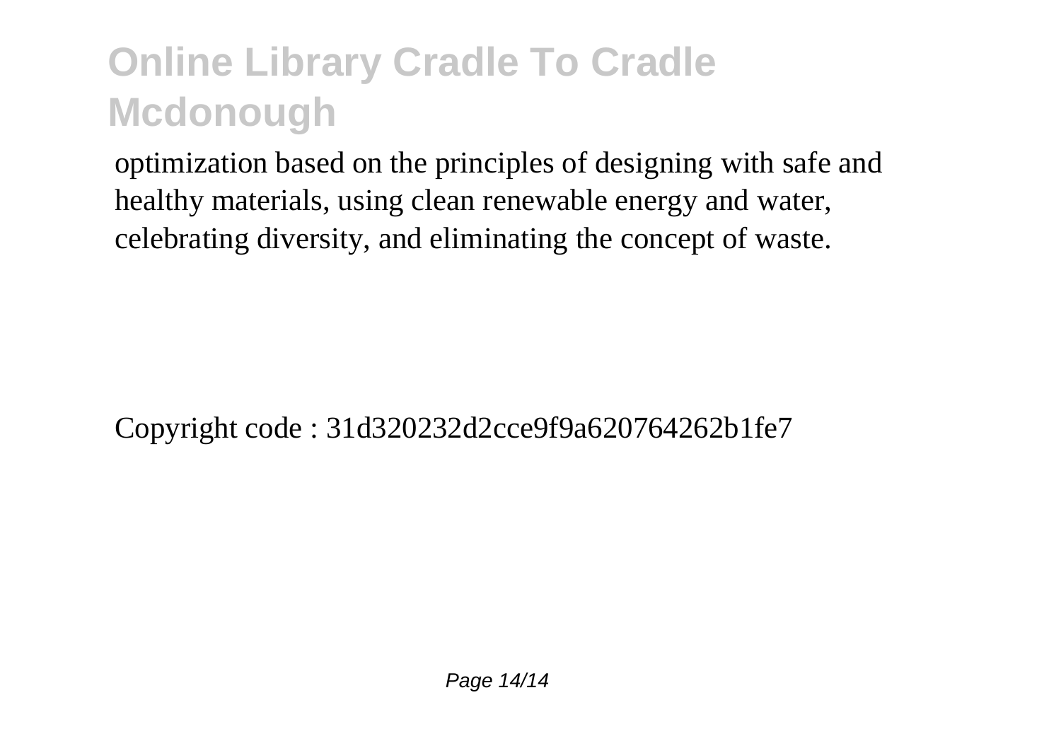optimization based on the principles of designing with safe and healthy materials, using clean renewable energy and water, celebrating diversity, and eliminating the concept of waste.

Copyright code : 31d320232d2cce9f9a620764262b1fe7